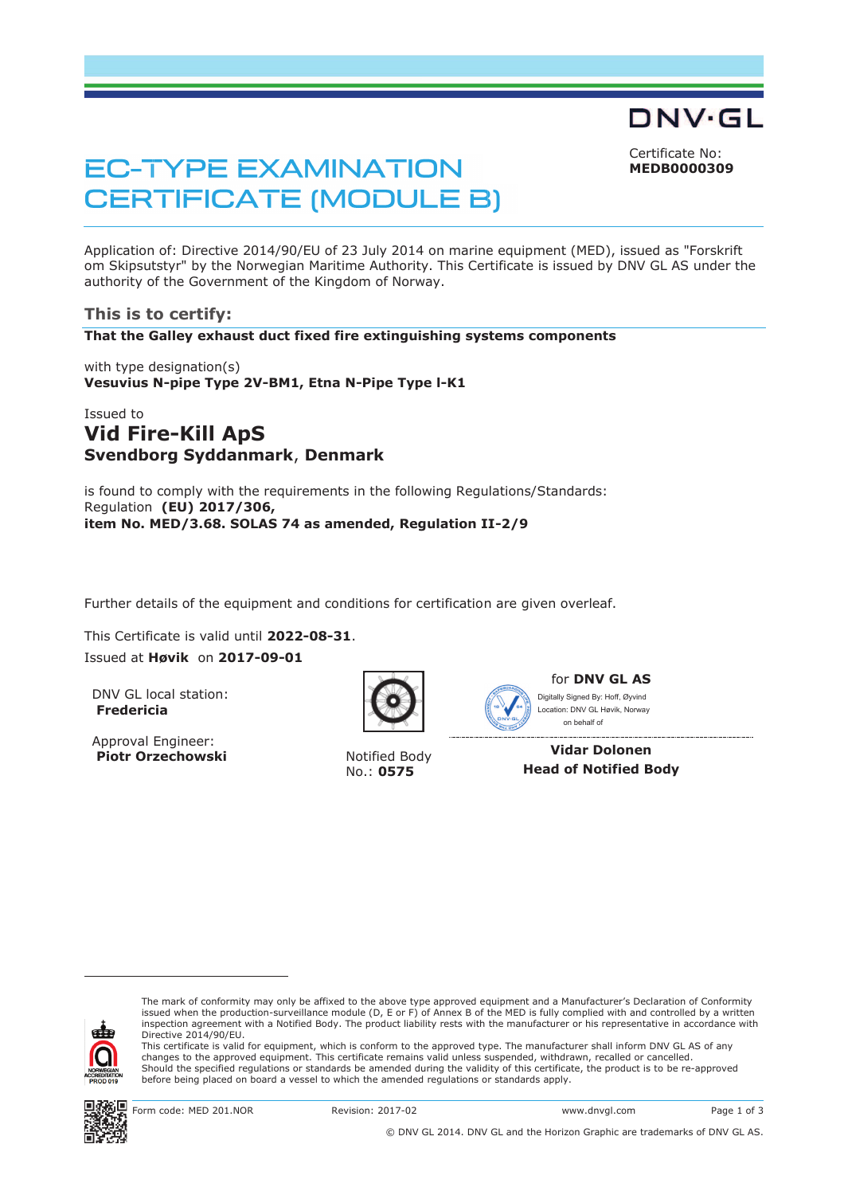DNV·GL

# EC-TYPE EXAMINATION CERTIFICATE (MODULE B)

Certificate No:
**MEDB0000309**

Application of: Directive 2014/90/EU of 23 July 2014 on marine equipment (MED), issued as "Forskrift om Skipsutstyr" by the Norwegian Maritime Authority. This Certificate is issued by DNV GL AS under the authority of the Government of the Kingdom of Norway.

## This is to certify:

**That the Galley exhaust duct fixed fire extinguishing systems components**

with type designation(s)
**Vesuvius N-pipe Type 2V-BM1, Etna N-Pipe Type I-K1**

Issued to
**Vid Fire-Kill ApS**
**Svendborg Syddanmark**, **Denmark**

is found to comply with the requirements in the following Regulations/Standards:
Regulation **(EU) 2017/306,**
**item No. MED/3.68. SOLAS 74 as amended, Regulation II-2/9**

Further details of the equipment and conditions for certification are given overleaf.

This Certificate is valid until **2022-08-31**.
Issued at **Høvik** on **2017-09-01**

DNV GL local station:
**Fredericia**

Approval Engineer:
**Piotr Orzechowski**

Notified Body
No.: **0575**

for **DNV GL AS**
Digitally Signed By: Hoff, Øyvind
Location: DNV GL Høvik, Norway
on behalf of

**Vidar Dolonen**
**Head of Notified Body**

The mark of conformity may only be affixed to the above type approved equipment and a Manufacturer's Declaration of Conformity issued when the production-surveillance module (D, E or F) of Annex B of the MED is fully complied with and controlled by a written inspection agreement with a Notified Body. The product liability rests with the manufacturer or his representative in accordance with Directive 2014/90/EU.
This certificate is valid for equipment, which is conform to the approved type. The manufacturer shall inform DNV GL AS of any changes to the approved equipment. This certificate remains valid unless suspended, withdrawn, recalled or cancelled.
Should the specified regulations or standards be amended during the validity of this certificate, the product is to be re-approved before being placed on board a vessel to which the amended regulations or standards apply.

Form code: MED 201.NOR Revision: 2017-02 www.dnvgl.com

© DNV GL 2014. DNV GL and the Horizon Graphic are trademarks of DNV GL AS.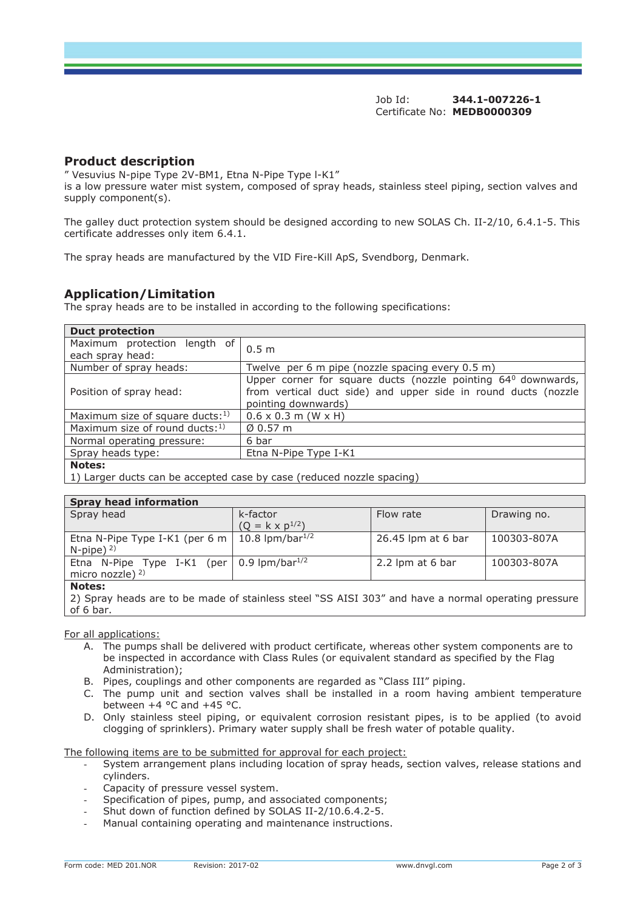Job Id: **344.1-007226-1**
Certificate No: **MEDB0000309**

## Product description

" Vesuvius N-pipe Type 2V-BM1, Etna N-Pipe Type I-K1"
is a low pressure water mist system, composed of spray heads, stainless steel piping, section valves and supply component(s).

The galley duct protection system should be designed according to new SOLAS Ch. II-2/10, 6.4.1-5. This certificate addresses only item 6.4.1.

The spray heads are manufactured by the VID Fire-Kill ApS, Svendborg, Denmark.

## Application/Limitation

The spray heads are to be installed in according to the following specifications:

| **Duct protection** | |
|---|---|
| Maximum protection length of each spray head: | 0.5 m |
| Number of spray heads: | Twelve per 6 m pipe (nozzle spacing every 0.5 m) |
| Position of spray head: | Upper corner for square ducts (nozzle pointing $64^0$ downwards, from vertical duct side) and upper side in round ducts (nozzle pointing downwards) |
| Maximum size of square ducts:[1)] | 0.6 x 0.3 m (W x H) |
| Maximum size of round ducts:[1)] | Ø 0.57 m |
| Normal operating pressure: | 6 bar |
| Spray heads type: | Etna N-Pipe Type I-K1 |
| **Notes:** 1) Larger ducts can be accepted case by case (reduced nozzle spacing) | |

| **Spray head information** | | | |
|---|---|---|---|
| Spray head | k-factor ($Q = k \times p^{1/2}$) | Flow rate | Drawing no. |
| Etna N-Pipe Type I-K1 (per 6 m N-pipe) [2)] | 10.8 lpm/bar$^{1/2}$ | 26.45 lpm at 6 bar | 100303-807A |
| Etna N-Pipe Type I-K1 (per micro nozzle) [2)] | 0.9 lpm/bar$^{1/2}$ | 2.2 lpm at 6 bar | 100303-807A |
| **Notes:** 2) Spray heads are to be made of stainless steel "SS AISI 303" and have a normal operating pressure of 6 bar. | | | |

For all applications:

A. The pumps shall be delivered with product certificate, whereas other system components are to be inspected in accordance with Class Rules (or equivalent standard as specified by the Flag Administration);
B. Pipes, couplings and other components are regarded as "Class III" piping.
C. The pump unit and section valves shall be installed in a room having ambient temperature between +4 °C and +45 °C.
D. Only stainless steel piping, or equivalent corrosion resistant pipes, is to be applied (to avoid clogging of sprinklers). Primary water supply shall be fresh water of potable quality.

The following items are to be submitted for approval for each project:

- System arrangement plans including location of spray heads, section valves, release stations and cylinders.
- Capacity of pressure vessel system.
- Specification of pipes, pump, and associated components;
- Shut down of function defined by SOLAS II-2/10.6.4.2-5.
- Manual containing operating and maintenance instructions.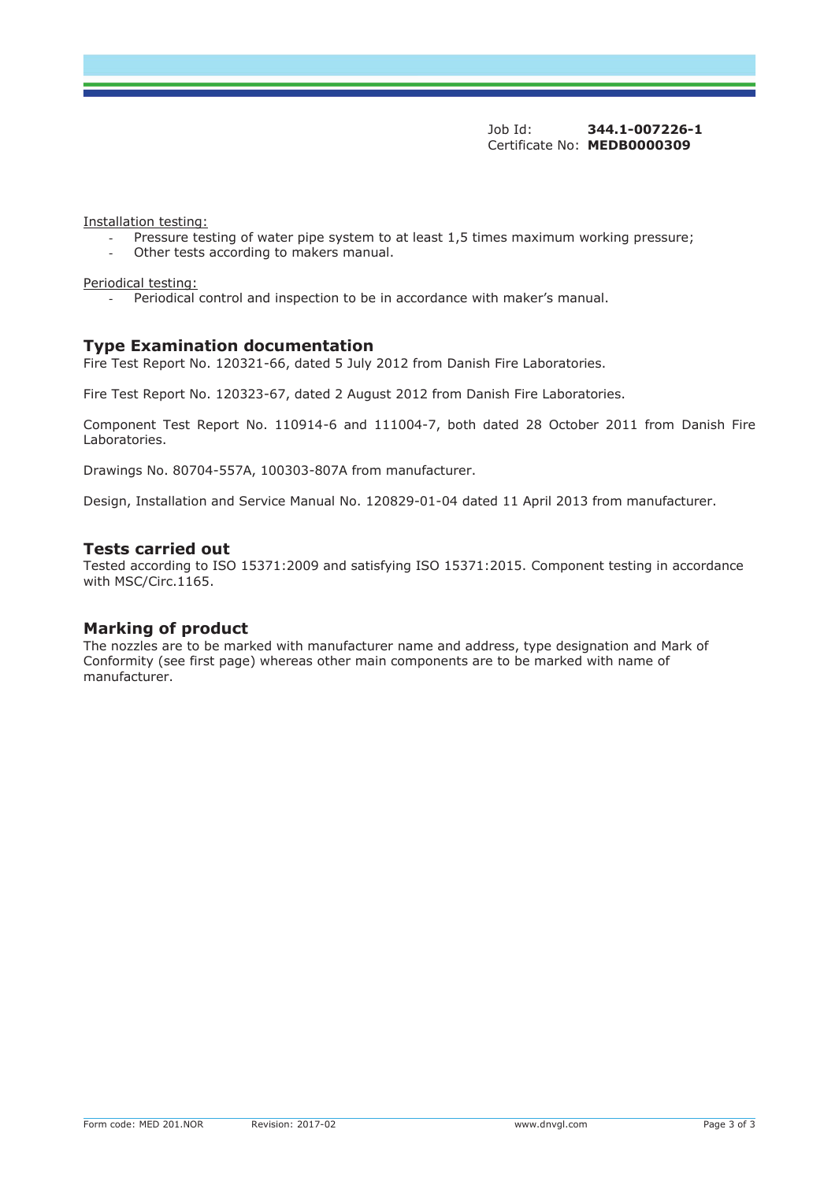Job Id: **344.1-007226-1**
Certificate No: **MEDB0000309**

Installation testing:

- Pressure testing of water pipe system to at least 1,5 times maximum working pressure;
- Other tests according to makers manual.

Periodical testing:

- Periodical control and inspection to be in accordance with maker's manual.

## Type Examination documentation

Fire Test Report No. 120321-66, dated 5 July 2012 from Danish Fire Laboratories.

Fire Test Report No. 120323-67, dated 2 August 2012 from Danish Fire Laboratories.

Component Test Report No. 110914-6 and 111004-7, both dated 28 October 2011 from Danish Fire Laboratories.

Drawings No. 80704-557A, 100303-807A from manufacturer.

Design, Installation and Service Manual No. 120829-01-04 dated 11 April 2013 from manufacturer.

## Tests carried out

Tested according to ISO 15371:2009 and satisfying ISO 15371:2015. Component testing in accordance with MSC/Circ.1165.

## Marking of product

The nozzles are to be marked with manufacturer name and address, type designation and Mark of Conformity (see first page) whereas other main components are to be marked with name of manufacturer.